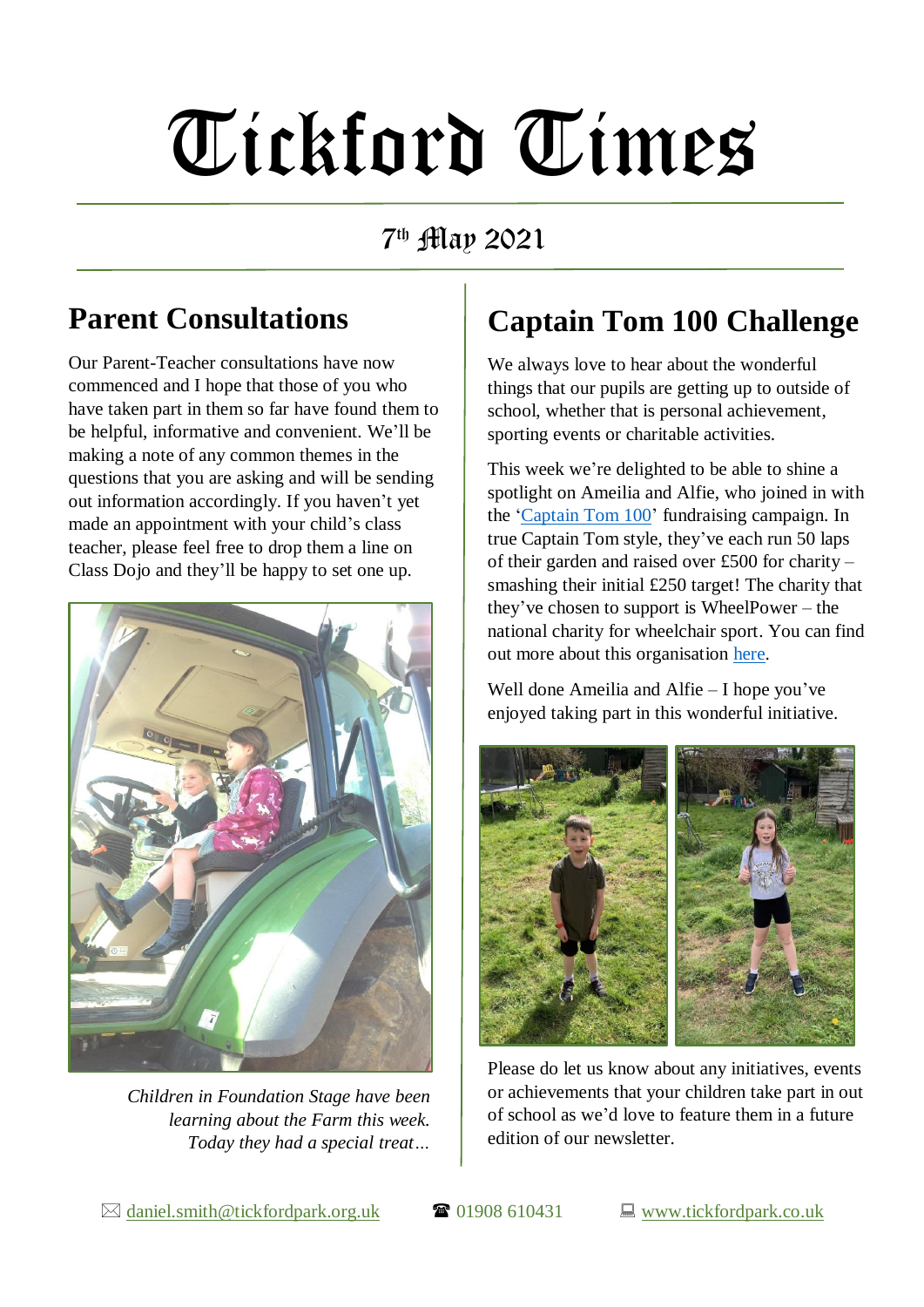# Tickford Times

7th May 2021

## Parent Consultations

Our Parent-Teacher consultations have now commenced and I hope that those of you who have taken part in them so far have found them to be helpful, informative and convenient. We'll be making a note of any common themes in the questions that you are asking and will be sending out information accordingly. If you haven't yet made an appointment with your child's class teacher, please feel free to drop them a line on Class Dojo and they'll be happy to set one up.

*Children in Foundation Stage have been learning about the Farm this week. Today they had a special treat…*

## Captain Tom 100 Challenge

We always love to hear about the wonderful things that our pupils are getting up to outside of school, whether that is personal achievement, sporting events or charitable activities.

This week we're delighted to be able to shine a spotlight on Ameilia and Alfie, who joined in with the 'Captain Tom 100' fundraising campaign. In true Captain Tom style, they've each run 50 laps of their garden and raised over £500 for charity – smashing their initial £250 target! The charity that they've chosen to support is WheelPower – the national charity for wheelchair sport. You can find out more about this organisation here.

Well done Ameilia and Alfie – I hope you've enjoyed taking part in this wonderful initiative.

Please do let us know about any initiatives, events or achievements that your children take part in out of school as we'd love to feature them in a future edition of our newsletter.

✉ daniel.smith@tickfordpark.org.uk ☎ 01908 610431 🖳 www.tickfordpark.co.uk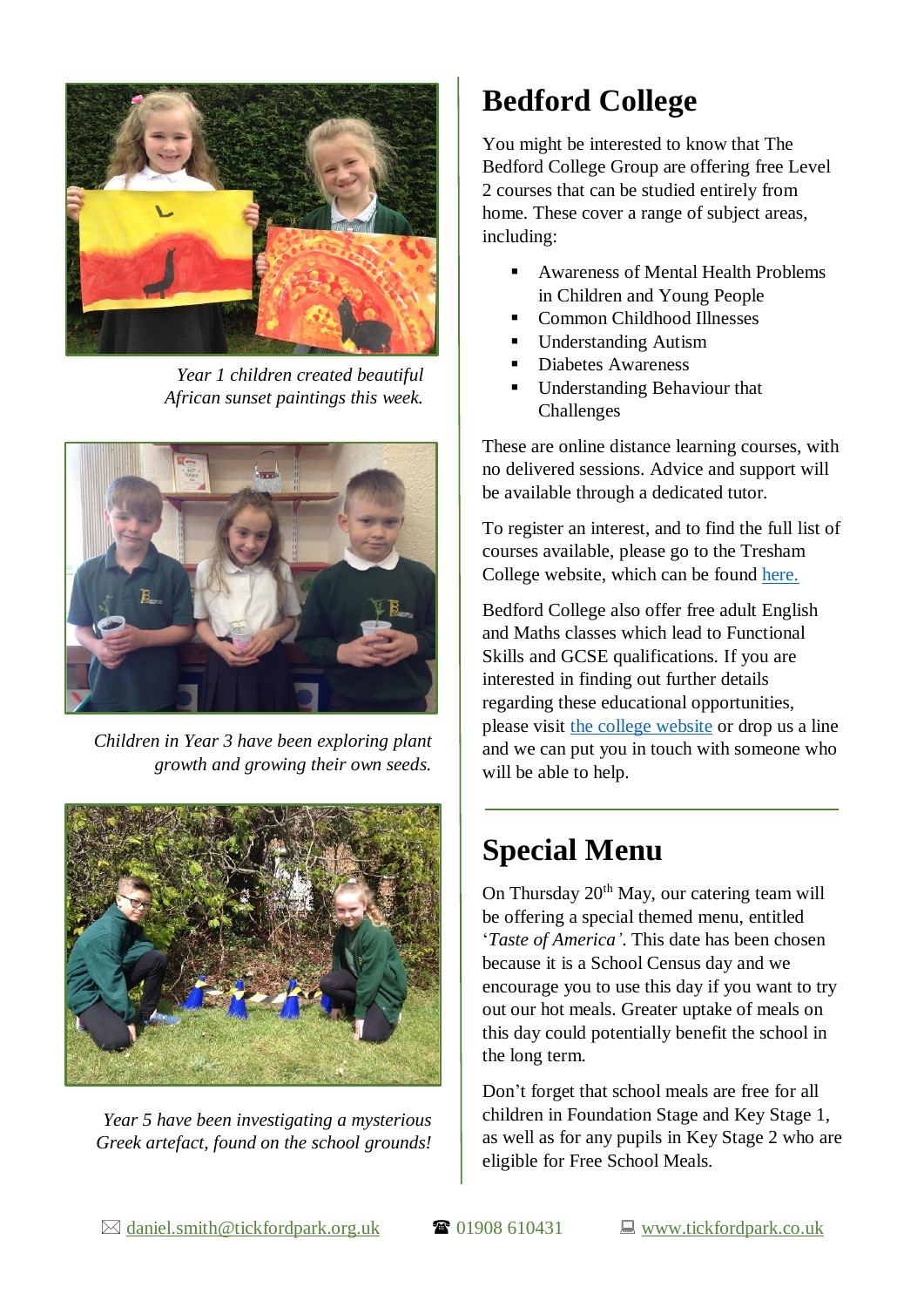*Year 1 children created beautiful African sunset paintings this week.*

*Children in Year 3 have been exploring plant growth and growing their own seeds.*

*Year 5 have been investigating a mysterious Greek artefact, found on the school grounds!*

# Bedford College

You might be interested to know that The Bedford College Group are offering free Level 2 courses that can be studied entirely from home. These cover a range of subject areas, including:

- Awareness of Mental Health Problems in Children and Young People
- Common Childhood Illnesses
- Understanding Autism
- Diabetes Awareness
- Understanding Behaviour that Challenges

These are online distance learning courses, with no delivered sessions. Advice and support will be available through a dedicated tutor.

To register an interest, and to find the full list of courses available, please go to the Tresham College website, which can be found here.

Bedford College also offer free adult English and Maths classes which lead to Functional Skills and GCSE qualifications. If you are interested in finding out further details regarding these educational opportunities, please visit the college website or drop us a line and we can put you in touch with someone who will be able to help.

# Special Menu

On Thursday 20th May, our catering team will be offering a special themed menu, entitled '*Taste of America*'. This date has been chosen because it is a School Census day and we encourage you to use this day if you want to try out our hot meals. Greater uptake of meals on this day could potentially benefit the school in the long term.

Don't forget that school meals are free for all children in Foundation Stage and Key Stage 1, as well as for any pupils in Key Stage 2 who are eligible for Free School Meals.

✉ daniel.smith@tickfordpark.org.uk ☎ 01908 610431 💻 www.tickfordpark.co.uk